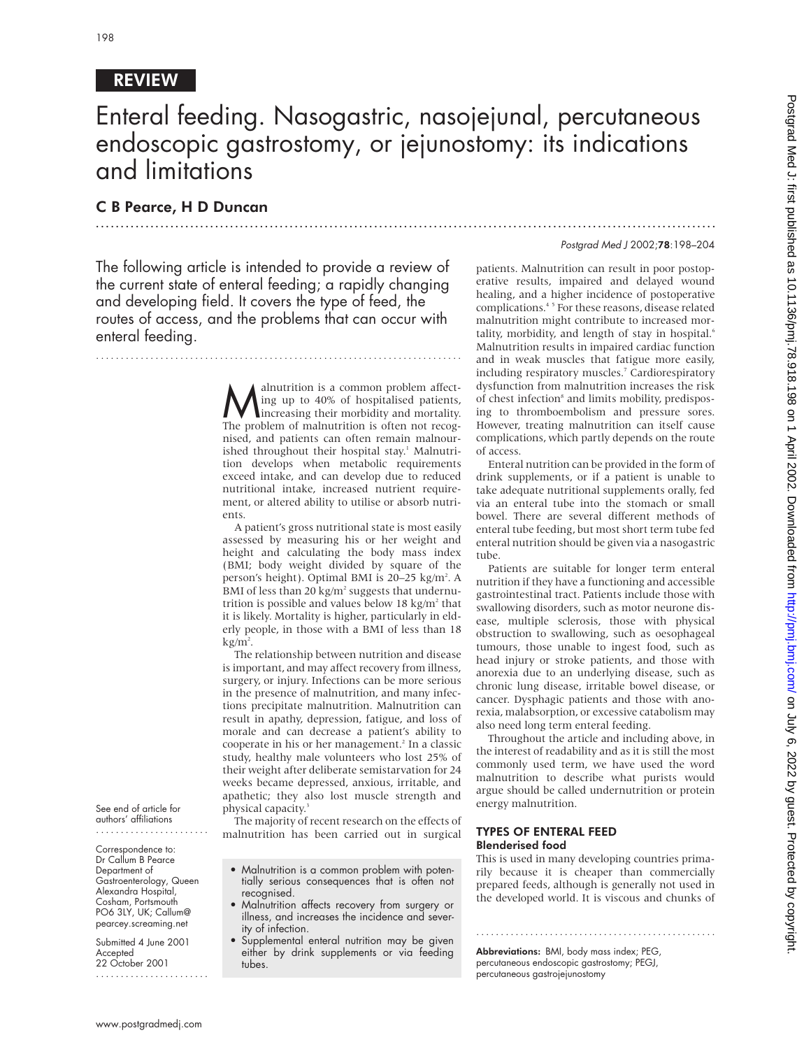## REVIEW

# Enteral feeding. Nasogastric, nasojejunal, percutaneous endoscopic gastrostomy, or jejunostomy: its indications and limitations

**C B Pearce, H D Duncan**

The following article is intended to provide a review of the current state of enteral feeding; a rapidly changing and developing field. It covers the type of feed, the routes of access, and the problems that can occur with enteral feeding.

See end of article for authors' affiliations

Correspondence to: Dr Callum B Pearce Department of Gastroenterology, Queen Alexandra Hospital, Cosham, Portsmouth PO6 3LY, UK; Callum@pearcey.screaming.net

Submitted 4 June 2001
Accepted 22 October 2001

Malnutrition is a common problem affecting up to 40% of hospitalised patients, increasing their morbidity and mortality. The problem of malnutrition is often not recognised, and patients can often remain malnourished throughout their hospital stay.[1] Malnutrition develops when metabolic requirements exceed intake, and can develop due to reduced nutritional intake, increased nutrient requirement, or altered ability to utilise or absorb nutrients.

A patient's gross nutritional state is most easily assessed by measuring his or her weight and height and calculating the body mass index (BMI; body weight divided by square of the person's height). Optimal BMI is 20–25 kg/m$^2$. A BMI of less than 20 kg/m$^2$ suggests that undernutrition is possible and values below 18 kg/m$^2$ that it is likely. Mortality is higher, particularly in elderly people, in those with a BMI of less than 18 kg/m$^2$.

The relationship between nutrition and disease is important, and may affect recovery from illness, surgery, or injury. Infections can be more serious in the presence of malnutrition, and many infections precipitate malnutrition. Malnutrition can result in apathy, depression, fatigue, and loss of morale and can decrease a patient's ability to cooperate in his or her management.[2] In a classic study, healthy male volunteers who lost 25% of their weight after deliberate semistarvation for 24 weeks became depressed, anxious, irritable, and apathetic; they also lost muscle strength and physical capacity.[3]

The majority of recent research on the effects of malnutrition has been carried out in surgical patients. Malnutrition can result in poor postoperative results, impaired and delayed wound healing, and a higher incidence of postoperative complications.[4,5] For these reasons, disease related malnutrition might contribute to increased mortality, morbidity, and length of stay in hospital.[6] Malnutrition results in impaired cardiac function and in weak muscles that fatigue more easily, including respiratory muscles.[7] Cardiorespiratory dysfunction from malnutrition increases the risk of chest infection[8] and limits mobility, predisposing to thromboembolism and pressure sores. However, treating malnutrition can itself cause complications, which partly depends on the route of access.

- Malnutrition is a common problem with potentially serious consequences that is often not recognised.
- Malnutrition affects recovery from surgery or illness, and increases the incidence and severity of infection.
- Supplemental enteral nutrition may be given either by drink supplements or via feeding tubes.

Enteral nutrition can be provided in the form of drink supplements, or if a patient is unable to take adequate nutritional supplements orally, fed via an enteral tube into the stomach or small bowel. There are several different methods of enteral tube feeding, but most short term tube fed enteral nutrition should be given via a nasogastric tube.

Patients are suitable for longer term enteral nutrition if they have a functioning and accessible gastrointestinal tract. Patients include those with swallowing disorders, such as motor neurone disease, multiple sclerosis, those with physical obstruction to swallowing, such as oesophageal tumours, those unable to ingest food, such as head injury or stroke patients, and those with anorexia due to an underlying disease, such as chronic lung disease, irritable bowel disease, or cancer. Dysphagic patients and those with anorexia, malabsorption, or excessive catabolism may also need long term enteral feeding.

Throughout the article and including above, in the interest of readability and as it is still the most commonly used term, we have used the word malnutrition to describe what purists would argue should be called undernutrition or protein energy malnutrition.

## TYPES OF ENTERAL FEED

### Blenderised food

This is used in many developing countries primarily because it is cheaper than commercially prepared feeds, although is generally not used in the developed world. It is viscous and chunks of

**Abbreviations:** BMI, body mass index; PEG, percutaneous endoscopic gastrostomy; PEGJ, percutaneous gastrojejunostomy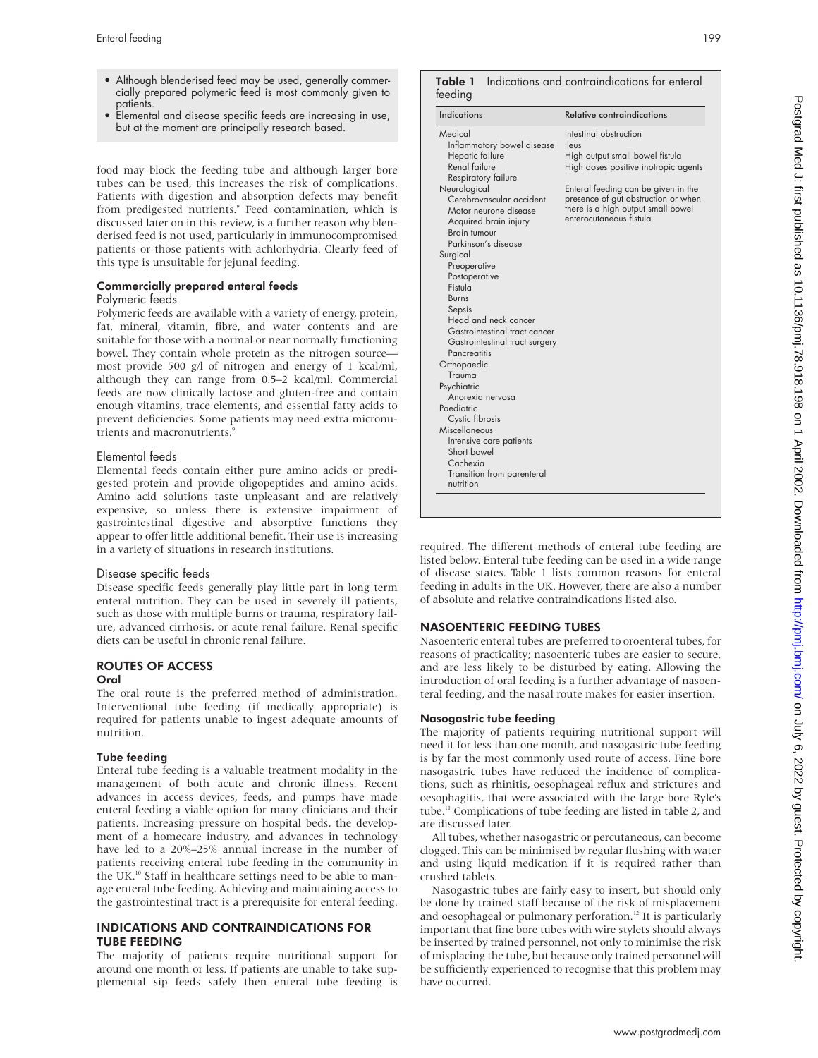- Although blenderised feed may be used, generally commercially prepared polymeric feed is most commonly given to patients.
- Elemental and disease specific feeds are increasing in use, but at the moment are principally research based.

food may block the feeding tube and although larger bore tubes can be used, this increases the risk of complications. Patients with digestion and absorption defects may benefit from predigested nutrients.[9] Feed contamination, which is discussed later on in this review, is a further reason why blenderised feed is not used, particularly in immunocompromised patients or those patients with achlorhydria. Clearly feed of this type is unsuitable for jejunal feeding.

### Commercially prepared enteral feeds

#### Polymeric feeds

Polymeric feeds are available with a variety of energy, protein, fat, mineral, vitamin, fibre, and water contents and are suitable for those with a normal or near normally functioning bowel. They contain whole protein as the nitrogen source—most provide 500 g/l of nitrogen and energy of 1 kcal/ml, although they can range from 0.5–2 kcal/ml. Commercial feeds are now clinically lactose and gluten-free and contain enough vitamins, trace elements, and essential fatty acids to prevent deficiencies. Some patients may need extra micronutrients and macronutrients.[9]

#### Elemental feeds

Elemental feeds contain either pure amino acids or predigested protein and provide oligopeptides and amino acids. Amino acid solutions taste unpleasant and are relatively expensive, so unless there is extensive impairment of gastrointestinal digestive and absorptive functions they appear to offer little additional benefit. Their use is increasing in a variety of situations in research institutions.

#### Disease specific feeds

Disease specific feeds generally play little part in long term enteral nutrition. They can be used in severely ill patients, such as those with multiple burns or trauma, respiratory failure, advanced cirrhosis, or acute renal failure. Renal specific diets can be useful in chronic renal failure.

## ROUTES OF ACCESS

### Oral

The oral route is the preferred method of administration. Interventional tube feeding (if medically appropriate) is required for patients unable to ingest adequate amounts of nutrition.

### Tube feeding

Enteral tube feeding is a valuable treatment modality in the management of both acute and chronic illness. Recent advances in access devices, feeds, and pumps have made enteral feeding a viable option for many clinicians and their patients. Increasing pressure on hospital beds, the development of a homecare industry, and advances in technology have led to a 20%–25% annual increase in the number of patients receiving enteral tube feeding in the community in the UK.[10] Staff in healthcare settings need to be able to manage enteral tube feeding. Achieving and maintaining access to the gastrointestinal tract is a prerequisite for enteral feeding.

## INDICATIONS AND CONTRAINDICATIONS FOR TUBE FEEDING

The majority of patients require nutritional support for around one month or less. If patients are unable to take supplemental sip feeds safely then enteral tube feeding is required. The different methods of enteral tube feeding are listed below. Enteral tube feeding can be used in a wide range of disease states. Table 1 lists common reasons for enteral feeding in adults in the UK. However, there are also a number of absolute and relative contraindications listed also.

**Table 1** Indications and contraindications for enteral feeding

| Indications | Relative contraindications |
|---|---|
| Medical | Intestinal obstruction |
| Inflammatory bowel disease | Ileus |
| Hepatic failure | High output small bowel fistula |
| Renal failure | High doses positive inotropic agents |
| Respiratory failure | |
| Neurological | Enteral feeding can be given in the presence of gut obstruction or when there is a high output small bowel enterocutaneous fistula |
| Cerebrovascular accident | |
| Motor neurone disease | |
| Acquired brain injury | |
| Brain tumour | |
| Parkinson's disease | |
| Surgical | |
| Preoperative | |
| Postoperative | |
| Fistula | |
| Burns | |
| Sepsis | |
| Head and neck cancer | |
| Gastrointestinal tract cancer | |
| Gastrointestinal tract surgery | |
| Pancreatitis | |
| Orthopaedic | |
| Trauma | |
| Psychiatric | |
| Anorexia nervosa | |
| Paediatric | |
| Cystic fibrosis | |
| Miscellaneous | |
| Intensive care patients | |
| Short bowel | |
| Cachexia | |
| Transition from parenteral nutrition | |

## NASOENTERIC FEEDING TUBES

Nasoenteric enteral tubes are preferred to oroenteral tubes, for reasons of practicality; nasoenteric tubes are easier to secure, and are less likely to be disturbed by eating. Allowing the introduction of oral feeding is a further advantage of nasoenteral feeding, and the nasal route makes for easier insertion.

### Nasogastric tube feeding

The majority of patients requiring nutritional support will need it for less than one month, and nasogastric tube feeding is by far the most commonly used route of access. Fine bore nasogastric tubes have reduced the incidence of complications, such as rhinitis, oesophageal reflux and strictures and oesophagitis, that were associated with the large bore Ryle's tube.[11] Complications of tube feeding are listed in table 2, and are discussed later.

All tubes, whether nasogastric or percutaneous, can become clogged. This can be minimised by regular flushing with water and using liquid medication if it is required rather than crushed tablets.

Nasogastric tubes are fairly easy to insert, but should only be done by trained staff because of the risk of misplacement and oesophageal or pulmonary perforation.[12] It is particularly important that fine bore tubes with wire stylets should always be inserted by trained personnel, not only to minimise the risk of misplacing the tube, but because only trained personnel will be sufficiently experienced to recognise that this problem may have occurred.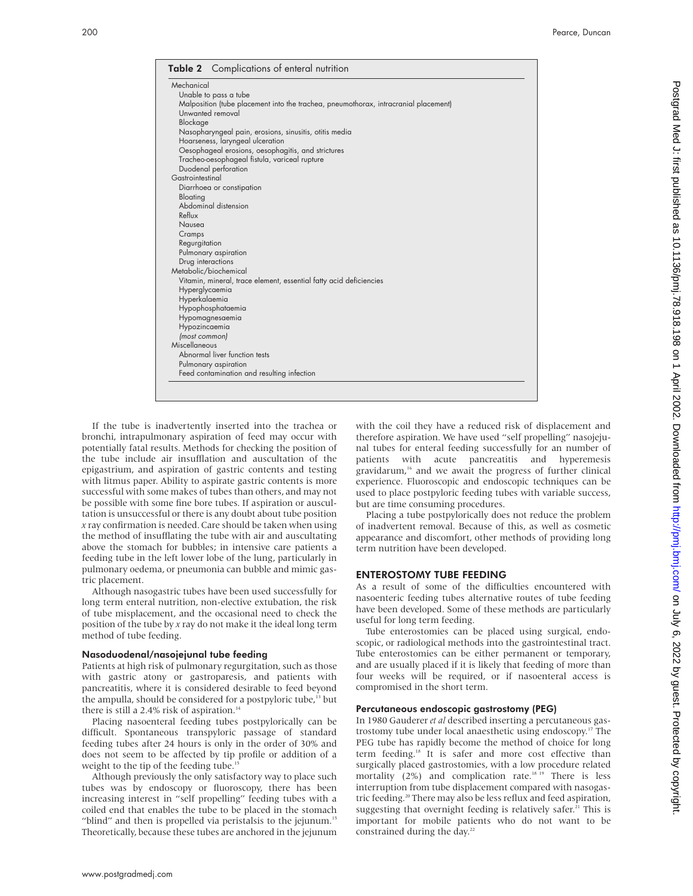**Table 2** Complications of enteral nutrition

| Complications |
|---|
| **Mechanical** |
| Unable to pass a tube |
| Malposition (tube placement into the trachea, pneumothorax, intracranial placement) |
| Unwanted removal |
| Blockage |
| Nasopharyngeal pain, erosions, sinusitis, otitis media |
| Hoarseness, laryngeal ulceration |
| Oesophageal erosions, oesophagitis, and strictures |
| Tracheo-oesophageal fistula, variceal rupture |
| Duodenal perforation |
| **Gastrointestinal** |
| Diarrhoea or constipation |
| Bloating |
| Abdominal distension |
| Reflux |
| Nausea |
| Cramps |
| Regurgitation |
| Pulmonary aspiration |
| Drug interactions |
| **Metabolic/biochemical** |
| Vitamin, mineral, trace element, essential fatty acid deficiencies |
| Hyperglycaemia |
| Hyperkalaemia |
| Hypophosphataemia |
| Hypomagnesaemia |
| Hypozincaemia |
| *(most common)* |
| **Miscellaneous** |
| Abnormal liver function tests |
| Pulmonary aspiration |
| Feed contamination and resulting infection |

If the tube is inadvertently inserted into the trachea or bronchi, intrapulmonary aspiration of feed may occur with potentially fatal results. Methods for checking the position of the tube include air insufflation and auscultation of the epigastrium, and aspiration of gastric contents and testing with litmus paper. Ability to aspirate gastric contents is more successful with some makes of tubes than others, and may not be possible with some fine bore tubes. If aspiration or auscultation is unsuccessful or there is any doubt about tube position *x* ray confirmation is needed. Care should be taken when using the method of insufflating the tube with air and auscultating above the stomach for bubbles; in intensive care patients a feeding tube in the left lower lobe of the lung, particularly in pulmonary oedema, or pneumonia can bubble and mimic gastric placement.

Although nasogastric tubes have been used successfully for long term enteral nutrition, non-elective extubation, the risk of tube misplacement, and the occasional need to check the position of the tube by *x* ray do not make it the ideal long term method of tube feeding.

### Nasoduodenal/nasojejunal tube feeding

Patients at high risk of pulmonary regurgitation, such as those with gastric atony or gastroparesis, and patients with pancreatitis, where it is considered desirable to feed beyond the ampulla, should be considered for a postpyloric tube,[13] but there is still a 2.4% risk of aspiration.[14]

Placing nasoenteral feeding tubes postpylorically can be difficult. Spontaneous transpyloric passage of standard feeding tubes after 24 hours is only in the order of 30% and does not seem to be affected by tip profile or addition of a weight to the tip of the feeding tube.[15]

Although previously the only satisfactory way to place such tubes was by endoscopy or fluoroscopy, there has been increasing interest in "self propelling" feeding tubes with a coiled end that enables the tube to be placed in the stomach "blind" and then is propelled via peristalsis to the jejunum.[15] Theoretically, because these tubes are anchored in the jejunum with the coil they have a reduced risk of displacement and therefore aspiration. We have used "self propelling" nasojejunal tubes for enteral feeding successfully for an number of patients with acute pancreatitis and hyperemesis gravidarum,[16] and we await the progress of further clinical experience. Fluoroscopic and endoscopic techniques can be used to place postpyloric feeding tubes with variable success, but are time consuming procedures.

Placing a tube postpylorically does not reduce the problem of inadvertent removal. Because of this, as well as cosmetic appearance and discomfort, other methods of providing long term nutrition have been developed.

## ENTEROSTOMY TUBE FEEDING

As a result of some of the difficulties encountered with nasoenteric feeding tubes alternative routes of tube feeding have been developed. Some of these methods are particularly useful for long term tube feeding.

Tube enterostomies can be placed using surgical, endoscopic, or radiological methods into the gastrointestinal tract. Tube enterostomies can be either permanent or temporary, and are usually placed if it is likely that feeding of more than four weeks will be required, or if nasoenteral access is compromised in the short term.

### Percutaneous endoscopic gastrostomy (PEG)

In 1980 Gauderer *et al* described inserting a percutaneous gastrostomy tube under local anaesthetic using endoscopy.[17] The PEG tube has rapidly become the method of choice for long term feeding.[18] It is safer and more cost effective than surgically placed gastrostomies, with a low procedure related mortality (2%) and complication rate.[18,19] There is less interruption from tube displacement compared with nasogastric feeding.[20] There may also be less reflux and feed aspiration, suggesting that overnight feeding is relatively safer.[21] This is important for mobile patients who do not want to be constrained during the day.[22]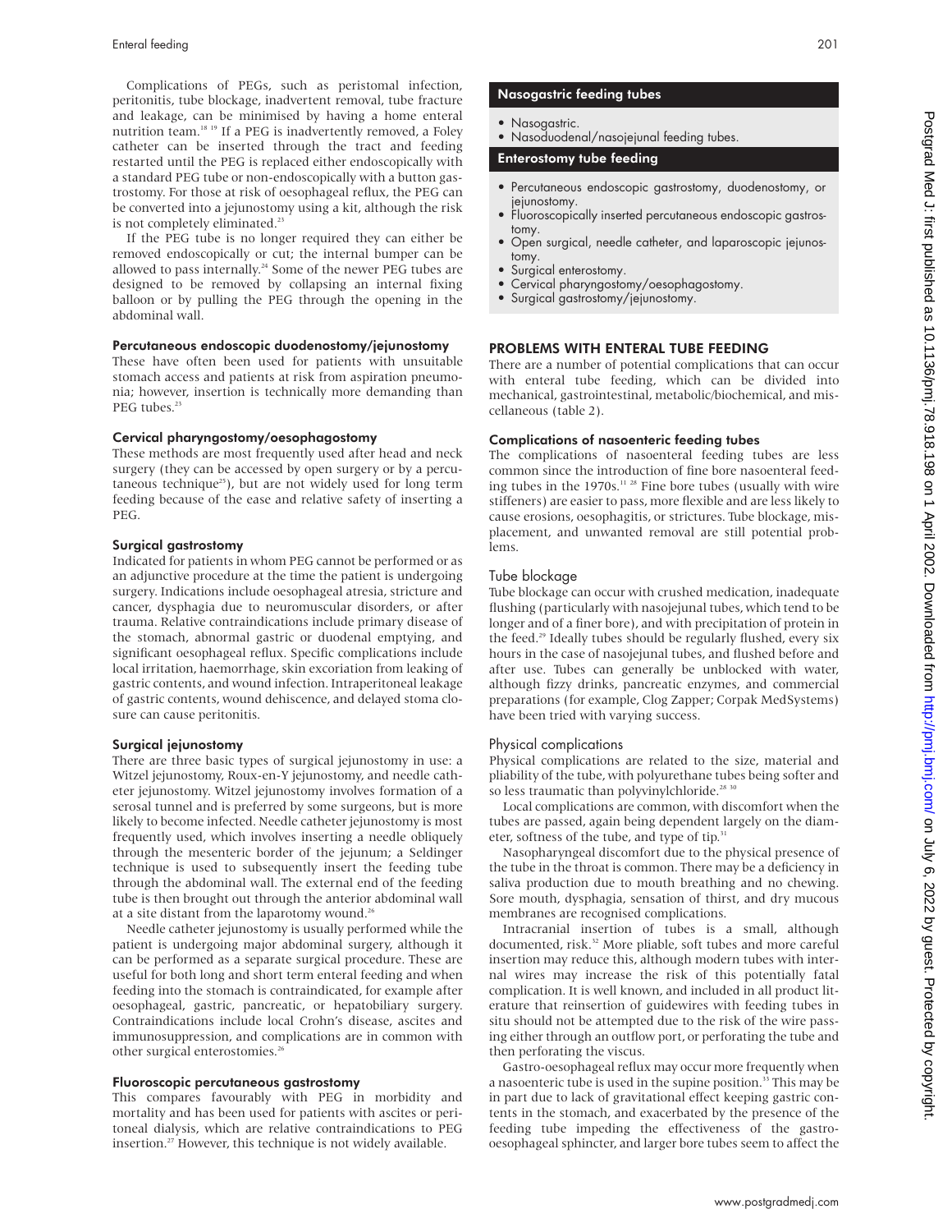Complications of PEGs, such as peristomal infection, peritonitis, tube blockage, inadvertent removal, tube fracture and leakage, can be minimised by having a home enteral nutrition team.[18 19] If a PEG is inadvertently removed, a Foley catheter can be inserted through the tract and feeding restarted until the PEG is replaced either endoscopically with a standard PEG tube or non-endoscopically with a button gastrostomy. For those at risk of oesophageal reflux, the PEG can be converted into a jejunostomy using a kit, although the risk is not completely eliminated.[23]

If the PEG tube is no longer required they can either be removed endoscopically or cut; the internal bumper can be allowed to pass internally.[24] Some of the newer PEG tubes are designed to be removed by collapsing an internal fixing balloon or by pulling the PEG through the opening in the abdominal wall.

#### Percutaneous endoscopic duodenostomy/jejunostomy

These have often been used for patients with unsuitable stomach access and patients at risk from aspiration pneumonia; however, insertion is technically more demanding than PEG tubes.[23]

#### Cervical pharyngostomy/oesophagostomy

These methods are most frequently used after head and neck surgery (they can be accessed by open surgery or by a percutaneous technique[25]), but are not widely used for long term feeding because of the ease and relative safety of inserting a PEG.

#### Surgical gastrostomy

Indicated for patients in whom PEG cannot be performed or as an adjunctive procedure at the time the patient is undergoing surgery. Indications include oesophageal atresia, stricture and cancer, dysphagia due to neuromuscular disorders, or after trauma. Relative contraindications include primary disease of the stomach, abnormal gastric or duodenal emptying, and significant oesophageal reflux. Specific complications include local irritation, haemorrhage, skin excoriation from leaking of gastric contents, and wound infection. Intraperitoneal leakage of gastric contents, wound dehiscence, and delayed stoma closure can cause peritonitis.

#### Surgical jejunostomy

There are three basic types of surgical jejunostomy in use: a Witzel jejunostomy, Roux-en-Y jejunostomy, and needle catheter jejunostomy. Witzel jejunostomy involves formation of a serosal tunnel and is preferred by some surgeons, but is more likely to become infected. Needle catheter jejunostomy is most frequently used, which involves inserting a needle obliquely through the mesenteric border of the jejunum; a Seldinger technique is used to subsequently insert the feeding tube through the abdominal wall. The external end of the feeding tube is then brought out through the anterior abdominal wall at a site distant from the laparotomy wound.[26]

Needle catheter jejunostomy is usually performed while the patient is undergoing major abdominal surgery, although it can be performed as a separate surgical procedure. These are useful for both long and short term enteral feeding and when feeding into the stomach is contraindicated, for example after oesophageal, gastric, pancreatic, or hepatobiliary surgery. Contraindications include local Crohn's disease, ascites and immunosuppression, and complications are in common with other surgical enterostomies.[26]

#### Fluoroscopic percutaneous gastrostomy

This compares favourably with PEG in morbidity and mortality and has been used for patients with ascites or peritoneal dialysis, which are relative contraindications to PEG insertion.[27] However, this technique is not widely available.

**Nasogastric feeding tubes**

- Nasogastric.
- Nasoduodenal/nasojejunal feeding tubes.

**Enterostomy tube feeding**

- Percutaneous endoscopic gastrostomy, duodenostomy, or jejunostomy.
- Fluoroscopically inserted percutaneous endoscopic gastrostomy.
- Open surgical, needle catheter, and laparoscopic jejunostomy.
- Surgical enterostomy.
- Cervical pharyngostomy/oesophagostomy.
- Surgical gastrostomy/jejunostomy.

## PROBLEMS WITH ENTERAL TUBE FEEDING

There are a number of potential complications that can occur with enteral tube feeding, which can be divided into mechanical, gastrointestinal, metabolic/biochemical, and miscellaneous (table 2).

#### Complications of nasoenteric feeding tubes

The complications of nasoenteral feeding tubes are less common since the introduction of fine bore nasoenteral feeding tubes in the 1970s.[11 28] Fine bore tubes (usually with wire stiffeners) are easier to pass, more flexible and are less likely to cause erosions, oesophagitis, or strictures. Tube blockage, misplacement, and unwanted removal are still potential problems.

#### Tube blockage

Tube blockage can occur with crushed medication, inadequate flushing (particularly with nasojejunal tubes, which tend to be longer and of a finer bore), and with precipitation of protein in the feed.[29] Ideally tubes should be regularly flushed, every six hours in the case of nasojejunal tubes, and flushed before and after use. Tubes can generally be unblocked with water, although fizzy drinks, pancreatic enzymes, and commercial preparations (for example, Clog Zapper; Corpak MedSystems) have been tried with varying success.

#### Physical complications

Physical complications are related to the size, material and pliability of the tube, with polyurethane tubes being softer and so less traumatic than polyvinylchloride.[28 30]

Local complications are common, with discomfort when the tubes are passed, again being dependent largely on the diameter, softness of the tube, and type of tip.[31]

Nasopharyngeal discomfort due to the physical presence of the tube in the throat is common. There may be a deficiency in saliva production due to mouth breathing and no chewing. Sore mouth, dysphagia, sensation of thirst, and dry mucous membranes are recognised complications.

Intracranial insertion of tubes is a small, although documented, risk.[32] More pliable, soft tubes and more careful insertion may reduce this, although modern tubes with internal wires may increase the risk of this potentially fatal complication. It is well known, and included in all product literature that reinsertion of guidewires with feeding tubes in situ should not be attempted due to the risk of the wire passing either through an outflow port, or perforating the tube and then perforating the viscus.

Gastro-oesophageal reflux may occur more frequently when a nasoenteric tube is used in the supine position.[33] This may be in part due to lack of gravitational effect keeping gastric contents in the stomach, and exacerbated by the presence of the feeding tube impeding the effectiveness of the gastro-oesophageal sphincter, and larger bore tubes seem to affect the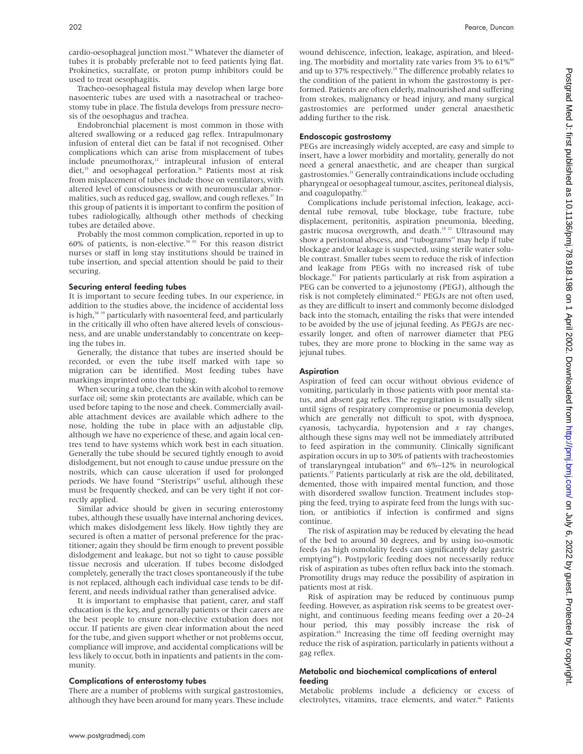cardio-oesophageal junction most.[34] Whatever the diameter of tubes it is probably preferable not to feed patients lying flat. Prokinetics, sucralfate, or proton pump inhibitors could be used to treat oesophagitis.

Tracheo-oesophageal fistula may develop when large bore nasoenteric tubes are used with a nasotracheal or tracheostomy tube in place. The fistula develops from pressure necrosis of the oesophagus and trachea.

Endobronchial placement is most common in those with altered swallowing or a reduced gag reflex. Intrapulmonary infusion of enteral diet can be fatal if not recognised. Other complications which can arise from misplacement of tubes include pneumothorax,[12] intrapleural infusion of enteral diet,[35] and oesophageal perforation.[36] Patients most at risk from misplacement of tubes include those on ventilators, with altered level of consciousness or with neuromuscular abnormalities, such as reduced gag, swallow, and cough reflexes.[37] In this group of patients it is important to confirm the position of tubes radiologically, although other methods of checking tubes are detailed above.

Probably the most common complication, reported in up to 60% of patients, is non-elective.[38 39] For this reason district nurses or staff in long stay institutions should be trained in tube insertion, and special attention should be paid to their securing.

### Securing enteral feeding tubes

It is important to secure feeding tubes. In our experience, in addition to the studies above, the incidence of accidental loss is high,[38 39] particularly with nasoenteral feed, and particularly in the critically ill who often have altered levels of consciousness, and are unable understandably to concentrate on keeping the tubes in.

Generally, the distance that tubes are inserted should be recorded, or even the tube itself marked with tape so migration can be identified. Most feeding tubes have markings imprinted onto the tubing.

When securing a tube, clean the skin with alcohol to remove surface oil; some skin protectants are available, which can be used before taping to the nose and cheek. Commercially available attachment devices are available which adhere to the nose, holding the tube in place with an adjustable clip, although we have no experience of these, and again local centres tend to have systems which work best in each situation. Generally the tube should be secured tightly enough to avoid dislodgement, but not enough to cause undue pressure on the nostrils, which can cause ulceration if used for prolonged periods. We have found "Steristrips" useful, although these must be frequently checked, and can be very tight if not correctly applied.

Similar advice should be given in securing enterostomy tubes, although these usually have internal anchoring devices, which makes dislodgement less likely. How tightly they are secured is often a matter of personal preference for the practitioner; again they should be firm enough to prevent possible dislodgement and leakage, but not so tight to cause possible tissue necrosis and ulceration. If tubes become dislodged completely, generally the tract closes spontaneously if the tube is not replaced, although each individual case tends to be different, and needs individual rather than generalised advice.

It is important to emphasise that patient, carer, and staff education is the key, and generally patients or their carers are the best people to ensure non-elective extubation does not occur. If patients are given clear information about the need for the tube, and given support whether or not problems occur, compliance will improve, and accidental complications will be less likely to occur, both in inpatients and patients in the community.

### Complications of enterostomy tubes

There are a number of problems with surgical gastrostomies, although they have been around for many years. These include wound dehiscence, infection, leakage, aspiration, and bleeding. The morbidity and mortality rate varies from 3% to 61%[40] and up to 37% respectively.[18] The difference probably relates to the condition of the patient in whom the gastrostomy is performed. Patients are often elderly, malnourished and suffering from strokes, malignancy or head injury, and many surgical gastrostomies are performed under general anaesthetic adding further to the risk.

### Endoscopic gastrostomy

PEGs are increasingly widely accepted, are easy and simple to insert, have a lower morbidity and mortality, generally do not need a general anaesthetic, and are cheaper than surgical gastrostomies.[21] Generally contraindications include occluding pharyngeal or oesophageal tumour, ascites, peritoneal dialysis, and coagulopathy.[21]

Complications include peristomal infection, leakage, accidental tube removal, tube blockage, tube fracture, tube displacement, peritonitis, aspiration pneumonia, bleeding, gastric mucosa overgrowth, and death.[18 21] Ultrasound may show a peristomal abscess, and "tubograms" may help if tube blockage and/or leakage is suspected, using sterile water soluble contrast. Smaller tubes seem to reduce the risk of infection and leakage from PEGs with no increased risk of tube blockage.[41] For patients particularly at risk from aspiration a PEG can be converted to a jejunostomy (PEGJ), although the risk is not completely eliminated.[42] PEGJs are not often used, as they are difficult to insert and commonly become dislodged back into the stomach, entailing the risks that were intended to be avoided by the use of jejunal feeding. As PEGJs are necessarily longer, and often of narrower diameter that PEG tubes, they are more prone to blocking in the same way as jejunal tubes.

### Aspiration

Aspiration of feed can occur without obvious evidence of vomiting, particularly in those patients with poor mental status, and absent gag reflex. The regurgitation is usually silent until signs of respiratory compromise or pneumonia develop, which are generally not difficult to spot, with dyspnoea, cyanosis, tachycardia, hypotension and *x* ray changes, although these signs may well not be immediately attributed to feed aspiration in the community. Clinically significant aspiration occurs in up to 30% of patients with tracheostomies of translaryngeal intubation[43] and 6%–12% in neurological patients.[37] Patients particularly at risk are the old, debilitated, demented, those with impaired mental function, and those with disordered swallow function. Treatment includes stopping the feed, trying to aspirate feed from the lungs with suction, or antibiotics if infection is confirmed and signs continue.

The risk of aspiration may be reduced by elevating the head of the bed to around 30 degrees, and by using iso-osmotic feeds (as high osmolality feeds can significantly delay gastric emptying[44]). Postpyloric feeding does not necessarily reduce risk of aspiration as tubes often reflux back into the stomach. Promotility drugs may reduce the possibility of aspiration in patients most at risk.

Risk of aspiration may be reduced by continuous pump feeding. However, as aspiration risk seems to be greatest overnight, and continuous feeding means feeding over a 20–24 hour period, this may possibly increase the risk of aspiration.[45] Increasing the time off feeding overnight may reduce the risk of aspiration, particularly in patients without a gag reflex.

### Metabolic and biochemical complications of enteral feeding

Metabolic problems include a deficiency or excess of electrolytes, vitamins, trace elements, and water.[46] Patients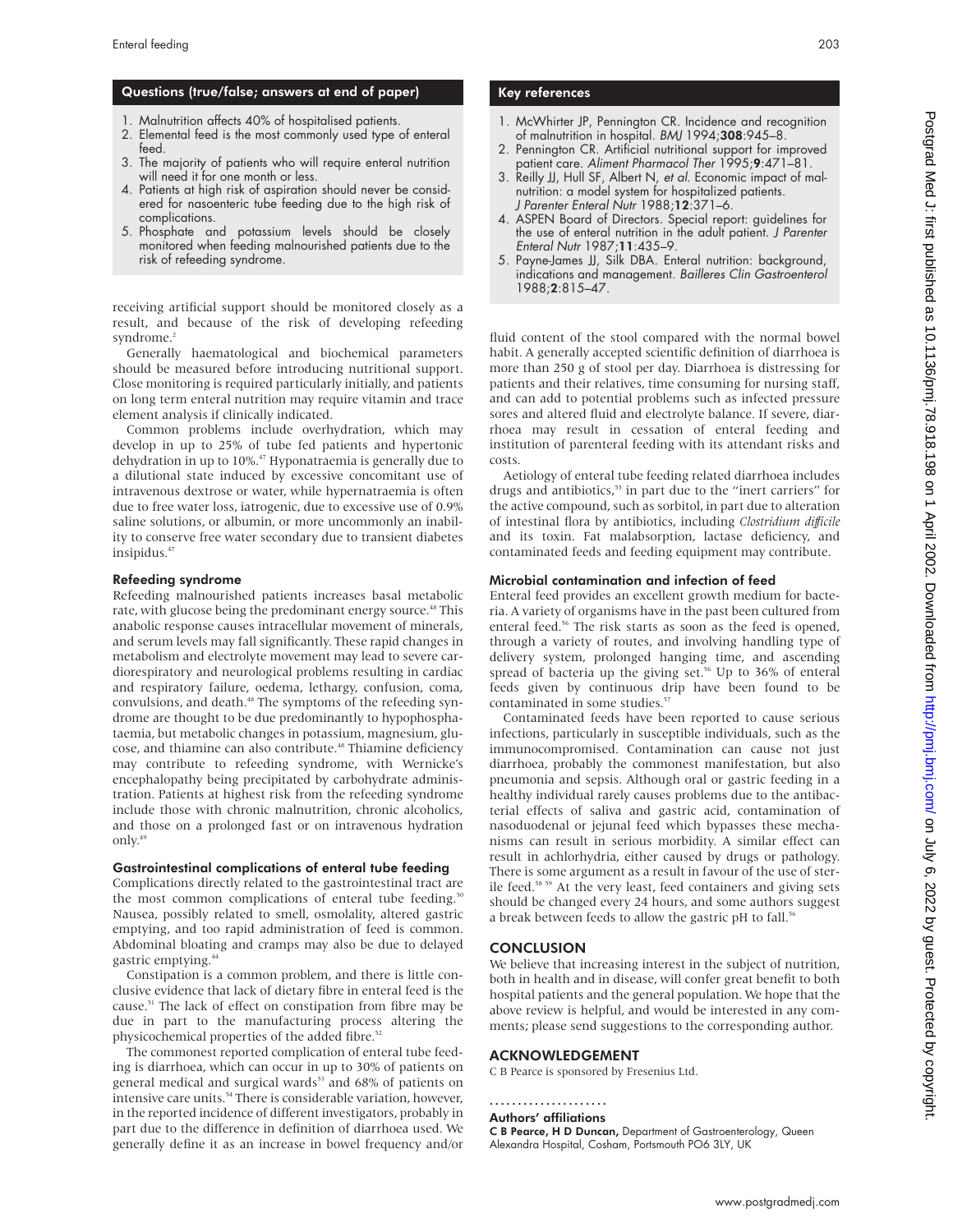## Questions (true/false; answers at end of paper)

1. Malnutrition affects 40% of hospitalised patients.
2. Elemental feed is the most commonly used type of enteral feed.
3. The majority of patients who will require enteral nutrition will need it for one month or less.
4. Patients at high risk of aspiration should never be considered for nasoenteric tube feeding due to the high risk of complications.
5. Phosphate and potassium levels should be closely monitored when feeding malnourished patients due to the risk of refeeding syndrome.

receiving artificial support should be monitored closely as a result, and because of the risk of developing refeeding syndrome.[2]

Generally haematological and biochemical parameters should be measured before introducing nutritional support. Close monitoring is required particularly initially, and patients on long term enteral nutrition may require vitamin and trace element analysis if clinically indicated.

Common problems include overhydration, which may develop in up to 25% of tube fed patients and hypertonic dehydration in up to 10%.[47] Hyponatraemia is generally due to a dilutional state induced by excessive concomitant use of intravenous dextrose or water, while hypernatraemia is often due to free water loss, iatrogenic, due to excessive use of 0.9% saline solutions, or albumin, or more uncommonly an inability to conserve free water secondary due to transient diabetes insipidus.[47]

### Refeeding syndrome

Refeeding malnourished patients increases basal metabolic rate, with glucose being the predominant energy source.[48] This anabolic response causes intracellular movement of minerals, and serum levels may fall significantly. These rapid changes in metabolism and electrolyte movement may lead to severe cardiorespiratory and neurological problems resulting in cardiac and respiratory failure, oedema, lethargy, confusion, coma, convulsions, and death.[48] The symptoms of the refeeding syndrome are thought to be due predominantly to hypophosphataemia, but metabolic changes in potassium, magnesium, glucose, and thiamine can also contribute.[48] Thiamine deficiency may contribute to refeeding syndrome, with Wernicke's encephalopathy being precipitated by carbohydrate administration. Patients at highest risk from the refeeding syndrome include those with chronic malnutrition, chronic alcoholics, and those on a prolonged fast or on intravenous hydration only.[49]

### Gastrointestinal complications of enteral tube feeding

Complications directly related to the gastrointestinal tract are the most common complications of enteral tube feeding.[50] Nausea, possibly related to smell, osmolality, altered gastric emptying, and too rapid administration of feed is common. Abdominal bloating and cramps may also be due to delayed gastric emptying.[44]

Constipation is a common problem, and there is little conclusive evidence that lack of dietary fibre in enteral feed is the cause.[51] The lack of effect on constipation from fibre may be due in part to the manufacturing process altering the physicochemical properties of the added fibre.[52]

The commonest reported complication of enteral tube feeding is diarrhoea, which can occur in up to 30% of patients on general medical and surgical wards[53] and 68% of patients on intensive care units.[54] There is considerable variation, however, in the reported incidence of different investigators, probably in part due to the difference in definition of diarrhoea used. We generally define it as an increase in bowel frequency and/or fluid content of the stool compared with the normal bowel habit. A generally accepted scientific definition of diarrhoea is more than 250 g of stool per day. Diarrhoea is distressing for patients and their relatives, time consuming for nursing staff, and can add to potential problems such as infected pressure sores and altered fluid and electrolyte balance. If severe, diarrhoea may result in cessation of enteral feeding and institution of parenteral feeding with its attendant risks and costs.

Aetiology of enteral tube feeding related diarrhoea includes drugs and antibiotics,[55] in part due to the "inert carriers" for the active compound, such as sorbitol, in part due to alteration of intestinal flora by antibiotics, including *Clostridium difficile* and its toxin. Fat malabsorption, lactase deficiency, and contaminated feeds and feeding equipment may contribute.

### Microbial contamination and infection of feed

Enteral feed provides an excellent growth medium for bacteria. A variety of organisms have in the past been cultured from enteral feed.[56] The risk starts as soon as the feed is opened, through a variety of routes, and involving handling type of delivery system, prolonged hanging time, and ascending spread of bacteria up the giving set.[56] Up to 36% of enteral feeds given by continuous drip have been found to be contaminated in some studies.[57]

Contaminated feeds have been reported to cause serious infections, particularly in susceptible individuals, such as the immunocompromised. Contamination can cause not just diarrhoea, probably the commonest manifestation, but also pneumonia and sepsis. Although oral or gastric feeding in a healthy individual rarely causes problems due to the antibacterial effects of saliva and gastric acid, contamination of nasoduodenal or jejunal feed which bypasses these mechanisms can result in serious morbidity. A similar effect can result in achlorhydria, either caused by drugs or pathology. There is some argument as a result in favour of the use of sterile feed.[58,59] At the very least, feed containers and giving sets should be changed every 24 hours, and some authors suggest a break between feeds to allow the gastric pH to fall.[56]

## Key references

1. McWhirter JP, Pennington CR. Incidence and recognition of malnutrition in hospital. *BMJ* 1994;**308**:945–8.
2. Pennington CR. Artificial nutritional support for improved patient care. *Aliment Pharmacol Ther* 1995;**9**:471–81.
3. Reilly JJ, Hull SF, Albert N, *et al*. Economic impact of malnutrition: a model system for hospitalized patients. *J Parenter Enteral Nutr* 1988;**12**:371–6.
4. ASPEN Board of Directors. Special report: guidelines for the use of enteral nutrition in the adult patient. *J Parenter Enteral Nutr* 1987;**11**:435–9.
5. Payne-James JJ, Silk DBA. Enteral nutrition: background, indications and management. *Bailleres Clin Gastroenterol* 1988;**2**:815–47.

## CONCLUSION

We believe that increasing interest in the subject of nutrition, both in health and in disease, will confer great benefit to both hospital patients and the general population. We hope that the above review is helpful, and would be interested in any comments; please send suggestions to the corresponding author.

## ACKNOWLEDGEMENT

C B Pearce is sponsored by Fresenius Ltd.

### Authors' affiliations

**C B Pearce, H D Duncan,** Department of Gastroenterology, Queen Alexandra Hospital, Cosham, Portsmouth PO6 3LY, UK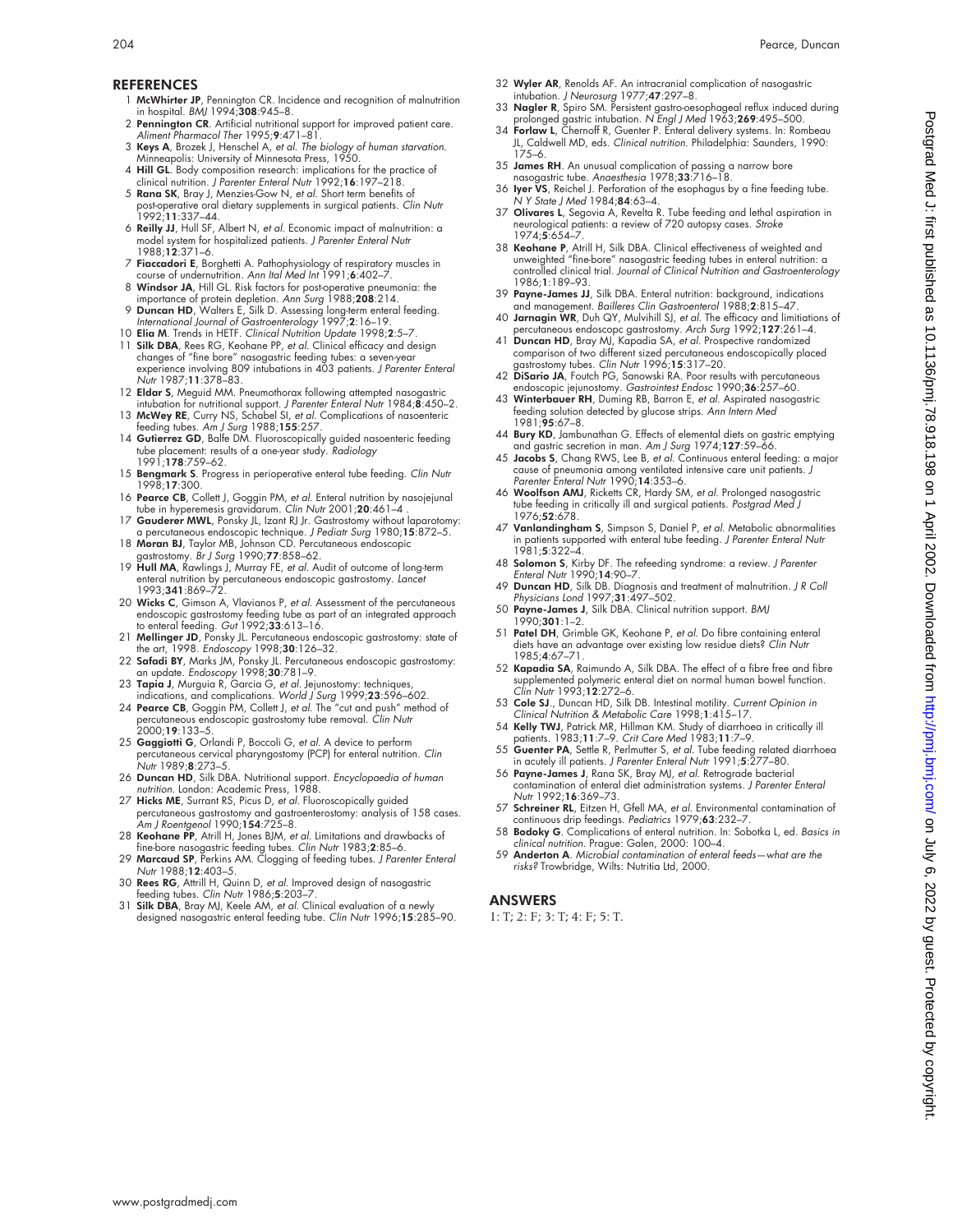## REFERENCES

1. **McWhirter JP**, Pennington CR. Incidence and recognition of malnutrition in hospital. *BMJ* 1994;**308**:945–8.
2. **Pennington CR**. Artificial nutritional support for improved patient care. *Aliment Pharmacol Ther* 1995;**9**:471–81.
3. **Keys A**, Brozek J, Henschel A, *et al*. *The biology of human starvation*. Minneapolis: University of Minnesota Press, 1950.
4. **Hill GL**. Body composition research: implications for the practice of clinical nutrition. *J Parenter Enteral Nutr* 1992;**16**:197–218.
5. **Rana SK**, Bray J, Menzies-Gow N, *et al*. Short term benefits of post-operative oral dietary supplements in surgical patients. *Clin Nutr* 1992;**11**:337–44.
6. **Reilly JJ**, Hull SF, Albert N, *et al*. Economic impact of malnutrition: a model system for hospitalized patients. *J Parenter Enteral Nutr* 1988;**12**:371–6.
7. **Fiaccadori E**, Borghetti A. Pathophysiology of respiratory muscles in course of undernutrition. *Ann Ital Med Int* 1991;**6**:402–7.
8. **Windsor JA**, Hill GL. Risk factors for post-operative pneumonia: the importance of protein depletion. *Ann Surg* 1988;**208**:214.
9. **Duncan HD**, Walters E, Silk D. Assessing long-term enteral feeding. *International Journal of Gastroenterology* 1997;**2**:16–19.
10. **Elia M**. Trends in HETF. *Clinical Nutrition Update* 1998;**2**:5–7.
11. **Silk DBA**, Rees RG, Keohane PP, *et al*. Clinical efficacy and design changes of "fine bore" nasogastric feeding tubes: a seven-year experience involving 809 intubations in 403 patients. *J Parenter Enteral Nutr* 1987;**11**:378–83.
12. **Eldar S**, Meguid MM. Pneumothorax following attempted nasogastric intubation for nutritional support. *J Parenter Enteral Nutr* 1984;**8**:450–2.
13. **McWey RE**, Curry NS, Schabel SI, *et al*. Complications of nasoenteric feeding tubes. *Am J Surg* 1988;**155**:257.
14. **Gutierrez GD**, Balfe DM. Fluoroscopically guided nasoenteric feeding tube placement: results of a one-year study. *Radiology* 1991;**178**:759–62.
15. **Bengmark S**. Progress in perioperative enteral tube feeding. *Clin Nutr* 1998;**17**:300.
16. **Pearce CB**, Collett J, Goggin PM, *et al*. Enteral nutrition by nasojejunal tube in hyperemesis gravidarum. *Clin Nutr* 2001;**20**:461–4 .
17. **Gauderer MWL**, Ponsky JL, Izant RJ Jr. Gastrostomy without laparotomy: a percutaneous endoscopic technique. *J Pediatr Surg* 1980;**15**:872–5.
18. **Moran BJ**, Taylor MB, Johnson CD. Percutaneous endoscopic gastrostomy. *Br J Surg* 1990;**77**:858–62.
19. **Hull MA**, Rawlings J, Murray FE, *et al*. Audit of outcome of long-term enteral nutrition by percutaneous endoscopic gastrostomy. *Lancet* 1993;**341**:869–72.
20. **Wicks C**, Gimson A, Vlavianos P, *et al*. Assessment of the percutaneous endoscopic gastrostomy feeding tube as part of an integrated approach to enteral feeding. *Gut* 1992;**33**:613–16.
21. **Mellinger JD**, Ponsky JL. Percutaneous endoscopic gastrostomy: state of the art, 1998. *Endoscopy* 1998;**30**:126–32.
22. **Safadi BY**, Marks JM, Ponsky JL. Percutaneous endoscopic gastrostomy: an update. *Endoscopy* 1998;**30**:781–9.
23. **Tapia J**, Murguia R, Garcia G, *et al*. Jejunostomy: techniques, indications, and complications. *World J Surg* 1999;**23**:596–602.
24. **Pearce CB**, Goggin PM, Collett J, *et al*. The "cut and push" method of percutaneous endoscopic gastrostomy tube removal. *Clin Nutr* 2000;**19**:133–5.
25. **Gaggiotti G**, Orlandi P, Boccoli G, *et al*. A device to perform percutaneous cervical pharyngostomy (PCP) for enteral nutrition. *Clin Nutr* 1989;**8**:273–5.
26. **Duncan HD**, Silk DBA. Nutritional support. *Encyclopaedia of human nutrition*. London: Academic Press, 1988.
27. **Hicks ME**, Surrant RS, Picus D, *et al*. Fluoroscopically guided percutaneous gastrostomy and gastroenterostomy: analysis of 158 cases. *Am J Roentgenol* 1990;**154**:725–8.
28. **Keohane PP**, Atrill H, Jones BJM, *et al*. Limitations and drawbacks of fine-bore nasogastric feeding tubes. *Clin Nutr* 1983;**2**:85–6.
29. **Marcaud SP**, Perkins AM. Clogging of feeding tubes. *J Parenter Enteral Nutr* 1988;**12**:403–5.
30. **Rees RG**, Attrill H, Quinn D, *et al*. Improved design of nasogastric feeding tubes. *Clin Nutr* 1986;**5**:203–7.
31. **Silk DBA**, Bray MJ, Keele AM, *et al*. Clinical evaluation of a newly designed nasogastric enteral feeding tube. *Clin Nutr* 1996;**15**:285–90.
32. **Wyler AR**, Renolds AF. An intracranial complication of nasogastric intubation. *J Neurosurg* 1977;**47**:297–8.
33. **Nagler R**, Spiro SM. Persistent gastro-oesophageal reflux induced during prolonged gastric intubation. *N Engl J Med* 1963;**269**:495–500.
34. **Forlaw L**, Chernoff R, Guenter P. Enteral delivery systems. In: Rombeau JL, Caldwell MD, eds. *Clinical nutrition*. Philadelphia: Saunders, 1990: 175–6.
35. **James RH**. An unusual complication of passing a narrow bore nasogastric tube. *Anaesthesia* 1978;**33**:716–18.
36. **Iyer VS**, Reichel J. Perforation of the esophagus by a fine feeding tube. *N Y State J Med* 1984;**84**:63–4.
37. **Olivares L**, Segovia A, Revelta R. Tube feeding and lethal aspiration in neurological patients: a review of 720 autopsy cases. *Stroke* 1974;**5**:654–7.
38. **Keohane P**, Atrill H, Silk DBA. Clinical effectiveness of weighted and unweighted "fine-bore" nasogastric feeding tubes in enteral nutrition: a controlled clinical trial. *Journal of Clinical Nutrition and Gastroenterology* 1986;**1**:189–93.
39. **Payne-James JJ**, Silk DBA. Enteral nutrition: background, indications and management. *Bailleres Clin Gastroenterol* 1988;**2**:815–47.
40. **Jarnagin WR**, Duh QY, Mulvihill SJ, *et al*. The efficacy and limitations of percutaneous endoscopc gastrostomy. *Arch Surg* 1992;**127**:261–4.
41. **Duncan HD**, Bray MJ, Kapadia SA, *et al*. Prospective randomized comparison of two different sized percutaneous endoscopically placed gastrostomy tubes. *Clin Nutr* 1996;**15**:317–20.
42. **DiSario JA**, Foutch PG, Sanowski RA. Poor results with percutaneous endoscopic jejunostomy. *Gastrointest Endosc* 1990;**36**:257–60.
43. **Winterbauer RH**, Duming RB, Barron E, *et al*. Aspirated nasogastric feeding solution detected by glucose strips. *Ann Intern Med* 1981;**95**:67–8.
44. **Bury KD**, Jambunathan G. Effects of elemental diets on gastric emptying and gastric secretion in man. *Am J Surg* 1974;**127**:59–66.
45. **Jacobs S**, Chang RWS, Lee B, *et al*. Continuous enteral feeding: a major cause of pneumonia among ventilated intensive care unit patients. *J Parenter Enteral Nutr* 1990;**14**:353–6.
46. **Woolfson AMJ**, Ricketts CR, Hardy SM, *et al*. Prolonged nasogastric tube feeding in critically ill and surgical patients. *Postgrad Med J* 1976;**52**:678.
47. **Vanlandingham S**, Simpson S, Daniel P, *et al*. Metabolic abnormalities in patients supported with enteral tube feeding. *J Parenter Enteral Nutr* 1981;**5**:322–4.
48. **Solomon S**, Kirby DF. The refeeding syndrome: a review. *J Parenter Enteral Nutr* 1990;**14**:90–7.
49. **Duncan HD**, Silk DB. Diagnosis and treatment of malnutrition. *J R Coll Physicians Lond* 1997;**31**:497–502.
50. **Payne-James J**, Silk DBA. Clinical nutrition support. *BMJ* 1990;**301**:1–2.
51. **Patel DH**, Grimble GK, Keohane P, *et al*. Do fibre containing enteral diets have an advantage over existing low residue diets? *Clin Nutr* 1985;**4**:67–71.
52. **Kapadia SA**, Raimundo A, Silk DBA. The effect of a fibre free and fibre supplemented polymeric enteral diet on normal human bowel function. *Clin Nutr* 1993;**12**:272–6.
53. **Cole SJ**., Duncan HD, Silk DB. Intestinal motility. *Current Opinion in Clinical Nutrition & Metabolic Care* 1998;**1**:415–17.
54. **Kelly TWJ**, Patrick MR, Hillman KM. Study of diarrhoea in critically ill patients. 1983;**11**:7–9. *Crit Care Med* 1983;**11**:7–9.
55. **Guenter PA**, Settle R, Perlmutter S, *et al*. Tube feeding related diarrhoea in acutely ill patients. *J Parenter Enteral Nutr* 1991;**5**:277–80.
56. **Payne-James J**, Rana SK, Bray MJ, *et al*. Retrograde bacterial contamination of enteral diet administration systems. *J Parenter Enteral Nutr* 1992;**16**:369–73.
57. **Schreiner RL**, Eitzen H, Gfell MA, *et al*. Environmental contamination of continuous drip feedings. *Pediatrics* 1979;**63**:232–7.
58. **Bodoky G**. Complications of enteral nutrition. In: Sobotka L, ed. *Basics in clinical nutrition*. Prague: Galen, 2000: 100–4.
59. **Anderton A**. *Microbial contamination of enteral feeds—what are the risks?* Trowbridge, Wilts: Nutritia Ltd, 2000.

## ANSWERS

1: T; 2: F; 3: T; 4: F; 5: T.